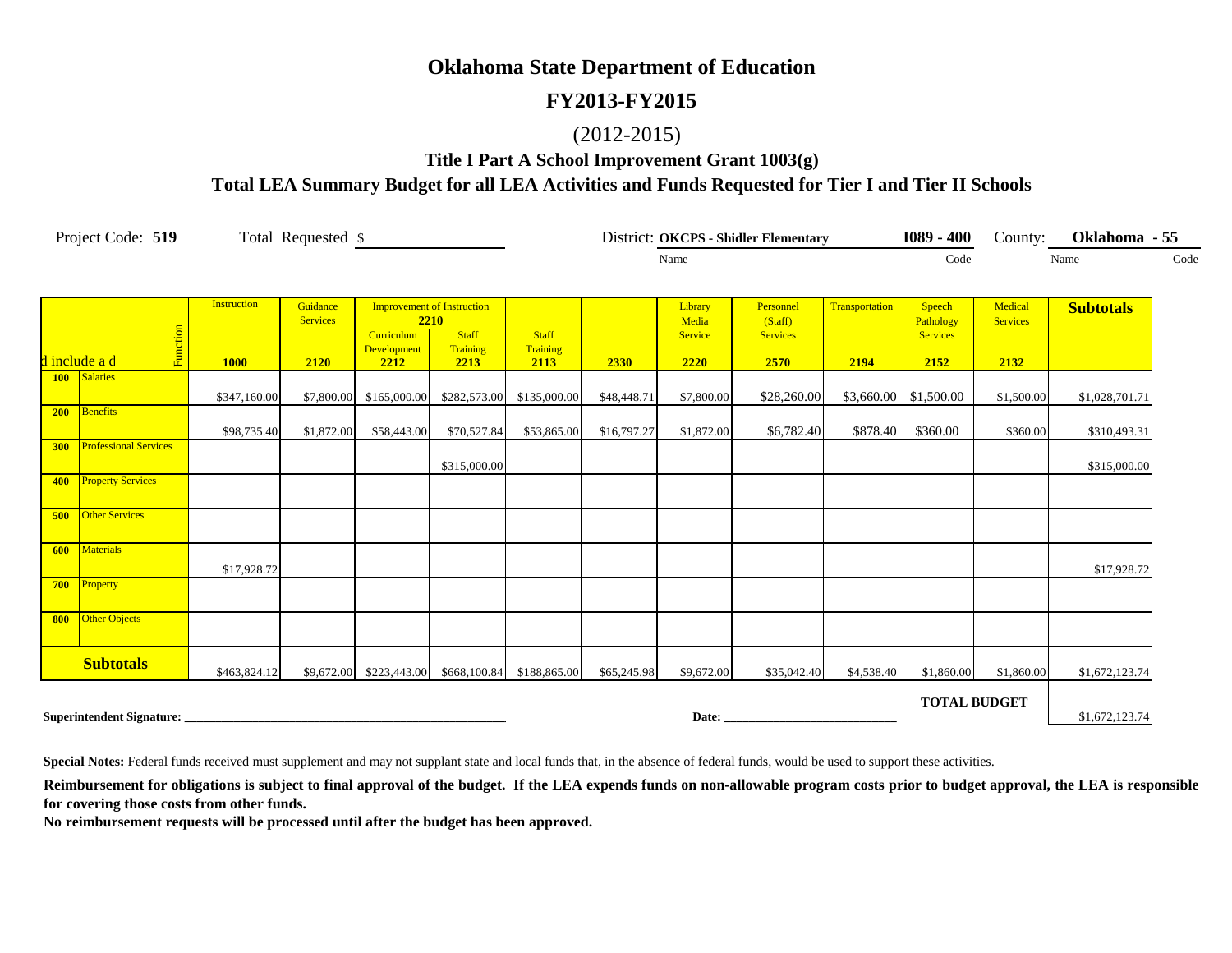# Oklahoma State Department of Education

## FY2013-FY2015

(2012-2015)

### Title I Part A School Improvement Grant 1003(g)

### Total LEA Summary Budget for all LEA Activities and Funds Requested for Tier I and Tier II Schools

Project Code: **519** Total Requested $ ____________ District: **OKCPS - Shidler Elementary** (Name) **I089 - 400** (Code) County: **Oklahoma - 55** (Name, Code)

| d include a d / Function | | Instruction 1000 | Guidance Services 2120 | Improvement of Instruction 2210 Curriculum Development 2212 | Staff Training 2213 | Staff Training 2113 | 2330 | Library Media Service 2220 | Personnel (Staff) Services 2570 | Transportation 2194 | Speech Pathology Services 2152 | Medical Services 2132 | Subtotals |
|---|---|---|---|---|---|---|---|---|---|---|---|---|---|
| 100 | Salaries | $347,160.00 | $7,800.00 | $165,000.00 | $282,573.00 | $135,000.00 | $48,448.71 | $7,800.00 | $28,260.00 | $3,660.00 | $1,500.00 | $1,500.00 | $1,028,701.71 |
| 200 | Benefits | $98,735.40 | $1,872.00 | $58,443.00 | $70,527.84 | $53,865.00 | $16,797.27 | $1,872.00 | $6,782.40 | $878.40 | $360.00 | $360.00 | $310,493.31 |
| 300 | Professional Services | | | | $315,000.00 | | | | | | | | $315,000.00 |
| 400 | Property Services | | | | | | | | | | | | |
| 500 | Other Services | | | | | | | | | | | | |
| 600 | Materials | $17,928.72 | | | | | | | | | | | $17,928.72 |
| 700 | Property | | | | | | | | | | | | |
| 800 | Other Objects | | | | | | | | | | | | |
| **Subtotals** | | $463,824.12 | $9,672.00 | $223,443.00 | $668,100.84 | $188,865.00 | $65,245.98 | $9,672.00 | $35,042.40 | $4,538.40 | $1,860.00 | $1,860.00 | $1,672,123.74 |

**TOTAL BUDGET** $1,672,123.74

**Superintendent Signature:** ______________________________ **Date:** ____________________

**Special Notes:** Federal funds received must supplement and may not supplant state and local funds that, in the absence of federal funds, would be used to support these activities.

**Reimbursement for obligations is subject to final approval of the budget. If the LEA expends funds on non-allowable program costs prior to budget approval, the LEA is responsible for covering those costs from other funds.**

**No reimbursement requests will be processed until after the budget has been approved.**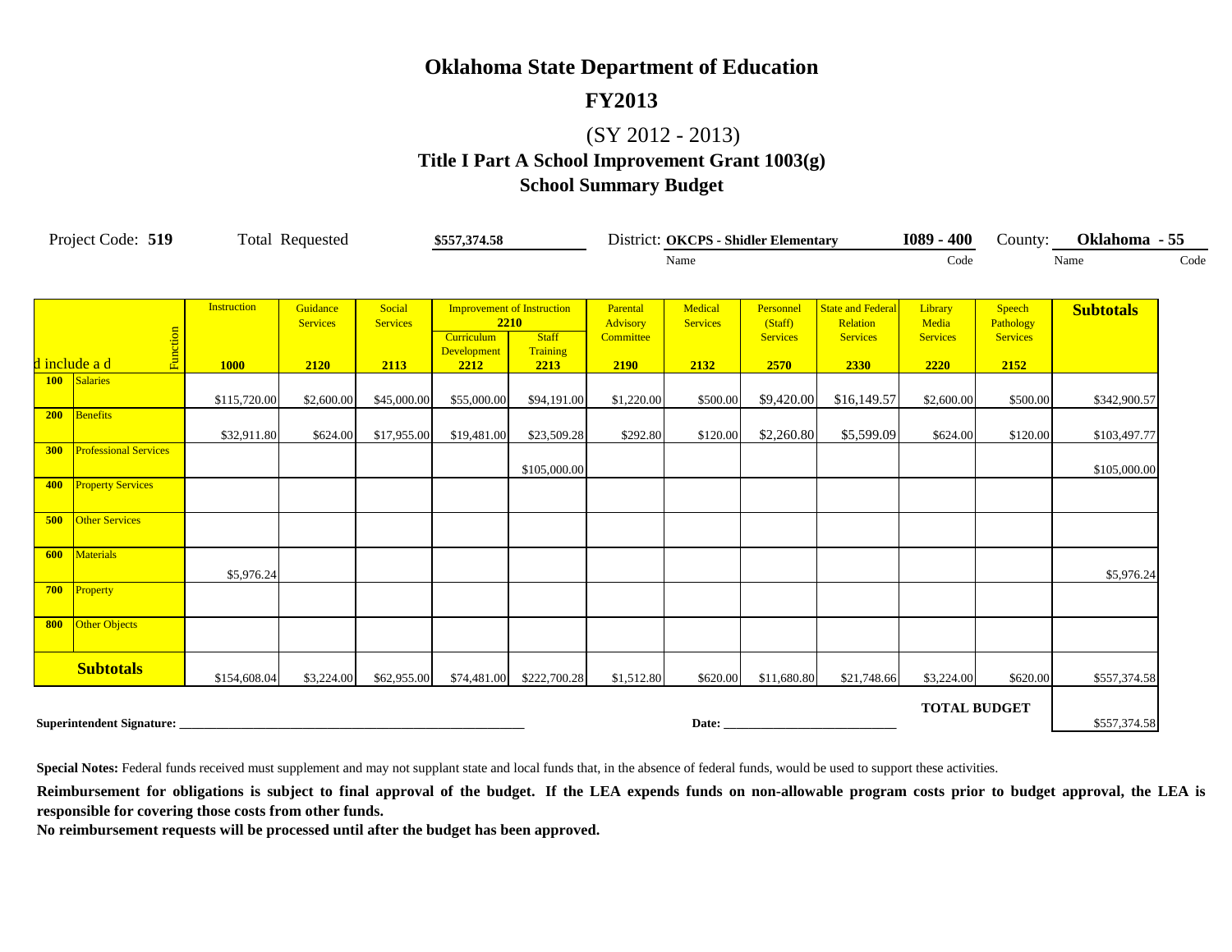# Oklahoma State Department of Education

## FY2013

(SY 2012 - 2013)

### Title I Part A School Improvement Grant 1003(g)
### School Summary Budget

Project Code: **519** Total Requested **$557,374.58** District: **OKCPS - Shidler Elementary** (Name) **I089 - 400** (Code) County: **Oklahoma - 55** (Name / Code)

| | Function | Instruction | Guidance Services | Social Services | Improvement of Instruction 2210 | | Parental Advisory Committee | Medical Services | Personnel (Staff) Services | State and Federal Relation Services | Library Media Services | Speech Pathology Services | Subtotals |
|---|---|---|---|---|---|---|---|---|---|---|---|---|---|
| | | | | | Curriculum Development | Staff Training | | | | | | | |
| d include a d | | 1000 | 2120 | 2113 | 2212 | 2213 | 2190 | 2132 | 2570 | 2330 | 2220 | 2152 | |
| 100 | Salaries | $115,720.00 | $2,600.00 | $45,000.00 | $55,000.00 | $94,191.00 | $1,220.00 | $500.00 | $9,420.00 | $16,149.57 | $2,600.00 | $500.00 | $342,900.57 |
| 200 | Benefits | $32,911.80 | $624.00 | $17,955.00 | $19,481.00 | $23,509.28 | $292.80 | $120.00 | $2,260.80 | $5,599.09 | $624.00 | $120.00 | $103,497.77 |
| 300 | Professional Services | | | | | $105,000.00 | | | | | | | $105,000.00 |
| 400 | Property Services | | | | | | | | | | | | |
| 500 | Other Services | | | | | | | | | | | | |
| 600 | Materials | $5,976.24 | | | | | | | | | | | $5,976.24 |
| 700 | Property | | | | | | | | | | | | |
| 800 | Other Objects | | | | | | | | | | | | |
| **Subtotals** | | $154,608.04 | $3,224.00 | $62,955.00 | $74,481.00 | $222,700.28 | $1,512.80 | $620.00 | $11,680.80 | $21,748.66 | $3,224.00 | $620.00 | $557,374.58 |

**TOTAL BUDGET** $557,374.58

**Superintendent Signature:** ______________________________ **Date:** ______________________

**Special Notes:** Federal funds received must supplement and may not supplant state and local funds that, in the absence of federal funds, would be used to support these activities.

**Reimbursement for obligations is subject to final approval of the budget. If the LEA expends funds on non-allowable program costs prior to budget approval, the LEA is responsible for covering those costs from other funds.**

**No reimbursement requests will be processed until after the budget has been approved.**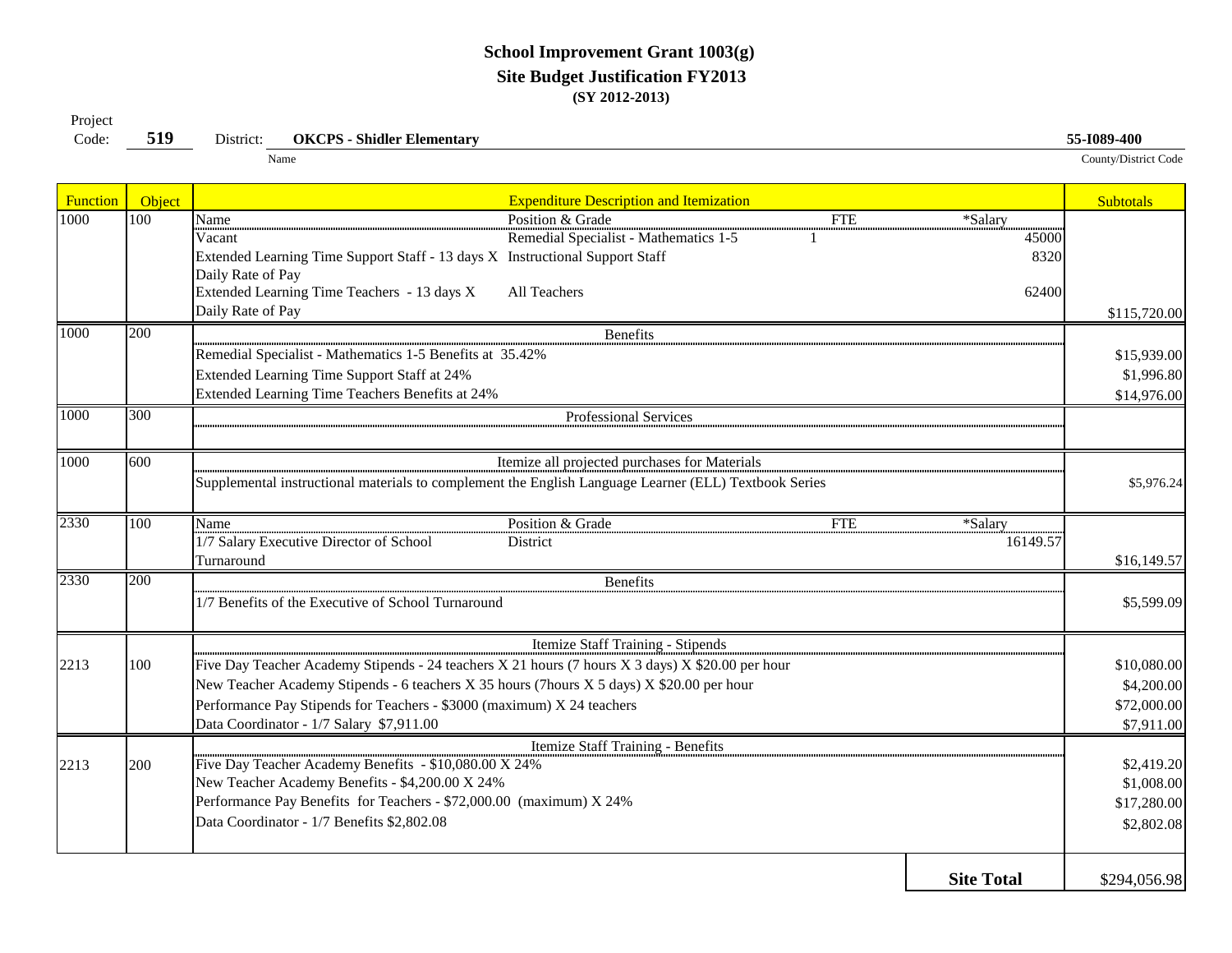# School Improvement Grant 1003(g)

## Site Budget Justification FY2013

**(SY 2012-2013)**

Project Code: **519** District: **OKCPS - Shidler Elementary** (Name) **55-I089-400** (County/District Code)

| Function | Object | Expenditure Description and Itemization | | | | Subtotals |
|---|---|---|---|---|---|---|
| 1000 | 100 | Name | Position & Grade | FTE | *Salary | |
| | | Vacant | Remedial Specialist - Mathematics 1-5 | 1 | 45000 | |
| | | Extended Learning Time Support Staff - 13 days X Daily Rate of Pay | Instructional Support Staff | | 8320 | |
| | | Extended Learning Time Teachers - 13 days X Daily Rate of Pay | All Teachers | | 62400 | $115,720.00 |
| 1000 | 200 | Benefits | | | | |
| | | Remedial Specialist - Mathematics 1-5 Benefits at 35.42% | | | | $15,939.00 |
| | | Extended Learning Time Support Staff at 24% | | | | $1,996.80 |
| | | Extended Learning Time Teachers Benefits at 24% | | | | $14,976.00 |
| 1000 | 300 | Professional Services | | | | |
| 1000 | 600 | Itemize all projected purchases for Materials | | | | |
| | | Supplemental instructional materials to complement the English Language Learner (ELL) Textbook Series | | | | $5,976.24 |
| 2330 | 100 | Name | Position & Grade | FTE | *Salary | |
| | | 1/7 Salary Executive Director of School Turnaround | District | | 16149.57 | $16,149.57 |
| 2330 | 200 | Benefits | | | | |
| | | 1/7 Benefits of the Executive of School Turnaround | | | | $5,599.09 |
| | | Itemize Staff Training - Stipends | | | | |
| 2213 | 100 | Five Day Teacher Academy Stipends - 24 teachers X 21 hours (7 hours X 3 days) X $20.00 per hour | | | | $10,080.00 |
| | | New Teacher Academy Stipends - 6 teachers X 35 hours (7hours X 5 days) X $20.00 per hour | | | | $4,200.00 |
| | | Performance Pay Stipends for Teachers - $3000 (maximum) X 24 teachers | | | | $72,000.00 |
| | | Data Coordinator - 1/7 Salary $7,911.00 | | | | $7,911.00 |
| | | Itemize Staff Training - Benefits | | | | |
| 2213 | 200 | Five Day Teacher Academy Benefits - $10,080.00 X 24% | | | | $2,419.20 |
| | | New Teacher Academy Benefits - $4,200.00 X 24% | | | | $1,008.00 |
| | | Performance Pay Benefits for Teachers - $72,000.00 (maximum) X 24% | | | | $17,280.00 |
| | | Data Coordinator - 1/7 Benefits $2,802.08 | | | | $2,802.08 |
| | | | | | **Site Total** | $294,056.98 |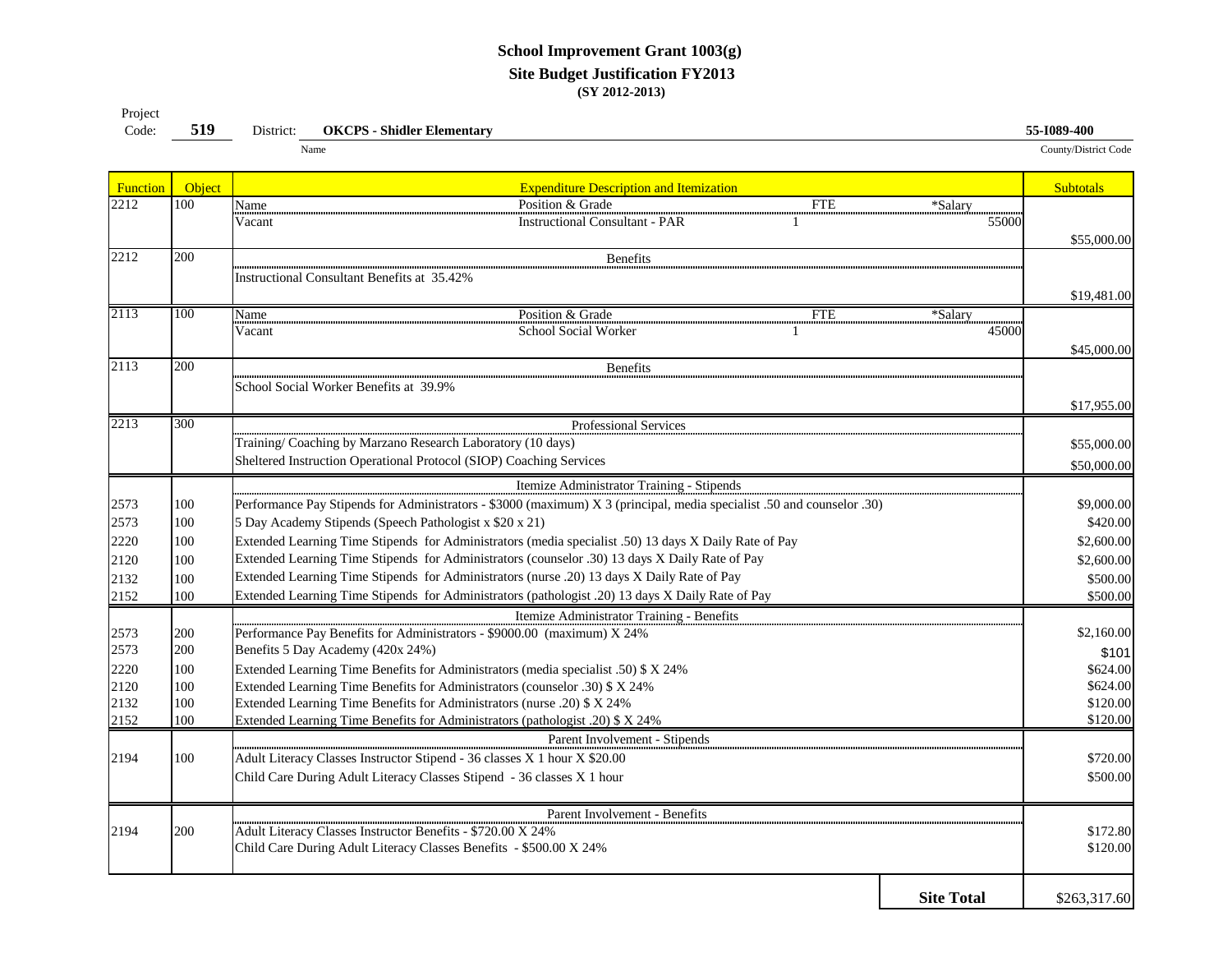# School Improvement Grant 1003(g)

## Site Budget Justification FY2013

**(SY 2012-2013)**

Project Code: **519** District: **OKCPS - Shidler Elementary** **55-I089-400**

Name County/District Code

| Function | Object | Expenditure Description and Itemization | | | | Subtotals |
|---|---|---|---|---|---|---|
| 2212 | 100 | Name | Position & Grade | FTE | *Salary | |
| | | Vacant | Instructional Consultant - PAR | 1 | 55000 | |
| | | | | | | $55,000.00 |
| 2212 | 200 | Benefits | | | | |
| | | Instructional Consultant Benefits at 35.42% | | | | |
| | | | | | | $19,481.00 |
| 2113 | 100 | Name | Position & Grade | FTE | *Salary | |
| | | Vacant | School Social Worker | 1 | 45000 | |
| | | | | | | $45,000.00 |
| 2113 | 200 | Benefits | | | | |
| | | School Social Worker Benefits at 39.9% | | | | |
| | | | | | | $17,955.00 |
| 2213 | 300 | Professional Services | | | | |
| | | Training/ Coaching by Marzano Research Laboratory (10 days) | | | | $55,000.00 |
| | | Sheltered Instruction Operational Protocol (SIOP) Coaching Services | | | | $50,000.00 |
| | | Itemize Administrator Training - Stipends | | | | |
| 2573 | 100 | Performance Pay Stipends for Administrators - $3000 (maximum) X 3 (principal, media specialist .50 and counselor .30) | | | | $9,000.00 |
| 2573 | 100 | 5 Day Academy Stipends (Speech Pathologist x $20 x 21) | | | | $420.00 |
| 2220 | 100 | Extended Learning Time Stipends for Administrators (media specialist .50) 13 days X Daily Rate of Pay | | | | $2,600.00 |
| 2120 | 100 | Extended Learning Time Stipends for Administrators (counselor .30) 13 days X Daily Rate of Pay | | | | $2,600.00 |
| 2132 | 100 | Extended Learning Time Stipends for Administrators (nurse .20) 13 days X Daily Rate of Pay | | | | $500.00 |
| 2152 | 100 | Extended Learning Time Stipends for Administrators (pathologist .20) 13 days X Daily Rate of Pay | | | | $500.00 |
| | | Itemize Administrator Training - Benefits | | | | |
| 2573 | 200 | Performance Pay Benefits for Administrators - $9000.00 (maximum) X 24% | | | | $2,160.00 |
| 2573 | 200 | Benefits 5 Day Academy (420x 24%) | | | | $101 |
| 2220 | 100 | Extended Learning Time Benefits for Administrators (media specialist .50) $ X 24% | | | | $624.00 |
| 2120 | 100 | Extended Learning Time Benefits for Administrators (counselor .30) $ X 24% | | | | $624.00 |
| 2132 | 100 | Extended Learning Time Benefits for Administrators (nurse .20) $ X 24% | | | | $120.00 |
| 2152 | 100 | Extended Learning Time Benefits for Administrators (pathologist .20) $ X 24% | | | | $120.00 |
| | | Parent Involvement - Stipends | | | | |
| 2194 | 100 | Adult Literacy Classes Instructor Stipend - 36 classes X 1 hour X $20.00 | | | | $720.00 |
| | | Child Care During Adult Literacy Classes Stipend - 36 classes X 1 hour | | | | $500.00 |
| | | Parent Involvement - Benefits | | | | |
| 2194 | 200 | Adult Literacy Classes Instructor Benefits - $720.00 X 24% | | | | $172.80 |
| | | Child Care During Adult Literacy Classes Benefits - $500.00 X 24% | | | | $120.00 |
| | | | | | **Site Total** | $263,317.60 |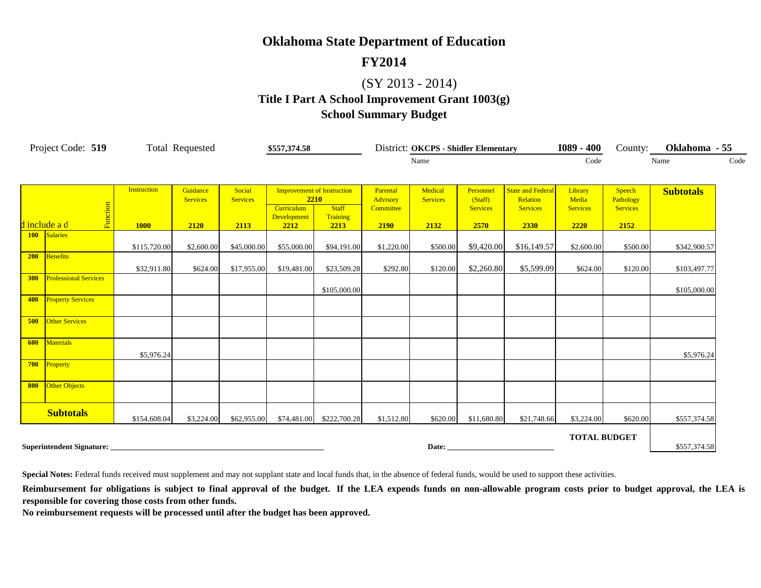# Oklahoma State Department of Education

## FY2014

### (SY 2013 - 2014)

### Title I Part A School Improvement Grant 1003(g)

### School Summary Budget

Project Code: **519** Total Requested **$557,374.58** District: **OKCPS - Shidler Elementary** **I089 - 400** County: **Oklahoma - 55**

| d include a d | Function | Instruction 1000 | Guidance Services 2120 | Social Services 2113 | Improvement of Instruction 2210 Curriculum Development 2212 | Improvement of Instruction 2210 Staff Training 2213 | Parental Advisory Committee 2190 | Medical Services 2132 | Personnel (Staff) Services 2570 | State and Federal Relation Services 2330 | Library Media Services 2220 | Speech Pathology Services 2152 | Subtotals |
|---|---|---|---|---|---|---|---|---|---|---|---|---|---|
| 100 | Salaries | $115,720.00 | $2,600.00 | $45,000.00 | $55,000.00 | $94,191.00 | $1,220.00 | $500.00 | $9,420.00 | $16,149.57 | $2,600.00 | $500.00 | $342,900.57 |
| 200 | Benefits | $32,911.80 | $624.00 | $17,955.00 | $19,481.00 | $23,509.28 | $292.80 | $120.00 | $2,260.80 | $5,599.09 | $624.00 | $120.00 | $103,497.77 |
| 300 | Professional Services | | | | | $105,000.00 | | | | | | | $105,000.00 |
| 400 | Property Services | | | | | | | | | | | | |
| 500 | Other Services | | | | | | | | | | | | |
| 600 | Materials | $5,976.24 | | | | | | | | | | | $5,976.24 |
| 700 | Property | | | | | | | | | | | | |
| 800 | Other Objects | | | | | | | | | | | | |
| **Subtotals** | | $154,608.04 | $3,224.00 | $62,955.00 | $74,481.00 | $222,700.28 | $1,512.80 | $620.00 | $11,680.80 | $21,748.66 | $3,224.00 | $620.00 | $557,374.58 |

**TOTAL BUDGET** $557,374.58

**Superintendent Signature:** _______________________________ **Date:** ____________________

**Special Notes:** Federal funds received must supplement and may not supplant state and local funds that, in the absence of federal funds, would be used to support these activities.

**Reimbursement for obligations is subject to final approval of the budget. If the LEA expends funds on non-allowable program costs prior to budget approval, the LEA is responsible for covering those costs from other funds.**

**No reimbursement requests will be processed until after the budget has been approved.**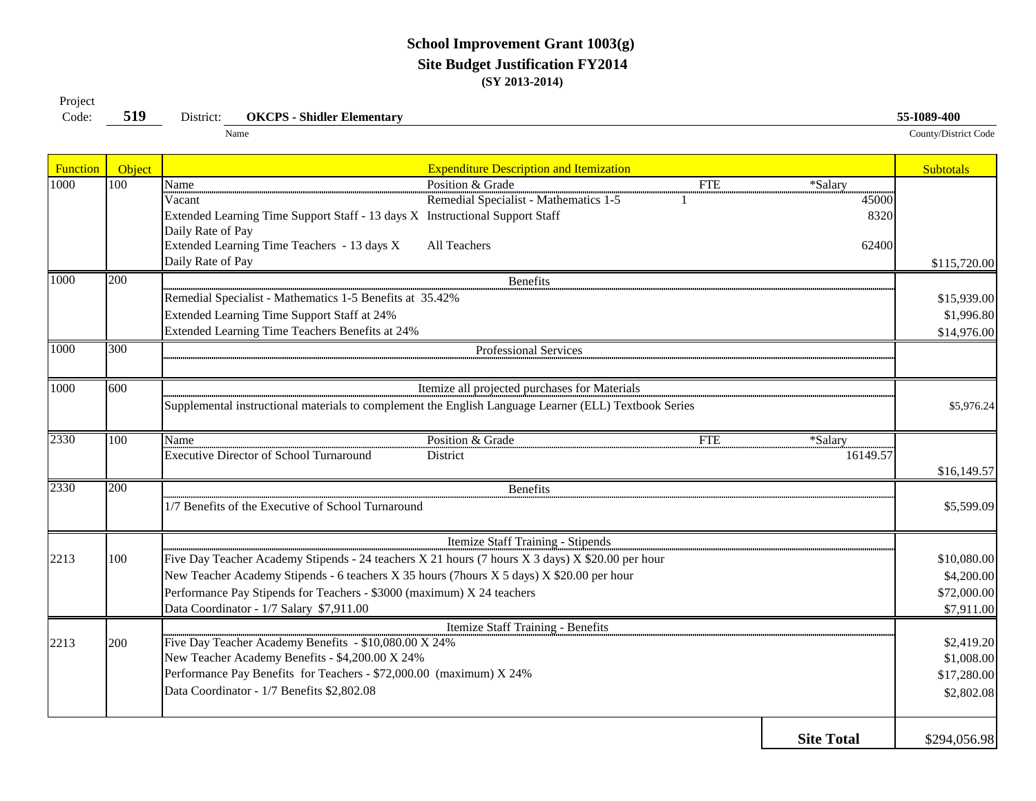**School Improvement Grant 1003(g)**
**Site Budget Justification FY2014**
**(SY 2013-2014)**

Project Code: **519** District: **OKCPS - Shidler Elementary** (Name) **55-I089-400** (County/District Code)

| Function | Object | Expenditure Description and Itemization | | | | Subtotals |
|---|---|---|---|---|---|---|
| 1000 | 100 | Name | Position & Grade | FTE | *Salary | |
| | | Vacant | Remedial Specialist - Mathematics 1-5 | 1 | 45000 | |
| | | Extended Learning Time Support Staff - 13 days X Daily Rate of Pay | Instructional Support Staff | | 8320 | |
| | | Extended Learning Time Teachers - 13 days X Daily Rate of Pay | All Teachers | | 62400 | $115,720.00 |
| 1000 | 200 | Benefits | | | | |
| | | Remedial Specialist - Mathematics 1-5 Benefits at 35.42% | | | | $15,939.00 |
| | | Extended Learning Time Support Staff at 24% | | | | $1,996.80 |
| | | Extended Learning Time Teachers Benefits at 24% | | | | $14,976.00 |
| 1000 | 300 | Professional Services | | | | |
| 1000 | 600 | Itemize all projected purchases for Materials | | | | |
| | | Supplemental instructional materials to complement the English Language Learner (ELL) Textbook Series | | | | $5,976.24 |
| 2330 | 100 | Name | Position & Grade | FTE | *Salary | |
| | | Executive Director of School Turnaround | District | | 16149.57 | $16,149.57 |
| 2330 | 200 | Benefits | | | | |
| | | 1/7 Benefits of the Executive of School Turnaround | | | | $5,599.09 |
| | | Itemize Staff Training - Stipends | | | | |
| 2213 | 100 | Five Day Teacher Academy Stipends - 24 teachers X 21 hours (7 hours X 3 days) X $20.00 per hour | | | | $10,080.00 |
| | | New Teacher Academy Stipends - 6 teachers X 35 hours (7hours X 5 days) X $20.00 per hour | | | | $4,200.00 |
| | | Performance Pay Stipends for Teachers - $3000 (maximum) X 24 teachers | | | | $72,000.00 |
| | | Data Coordinator - 1/7 Salary $7,911.00 | | | | $7,911.00 |
| | | Itemize Staff Training - Benefits | | | | |
| 2213 | 200 | Five Day Teacher Academy Benefits - $10,080.00 X 24% | | | | $2,419.20 |
| | | New Teacher Academy Benefits - $4,200.00 X 24% | | | | $1,008.00 |
| | | Performance Pay Benefits for Teachers - $72,000.00 (maximum) X 24% | | | | $17,280.00 |
| | | Data Coordinator - 1/7 Benefits $2,802.08 | | | | $2,802.08 |
| | | | | | **Site Total** | $294,056.98 |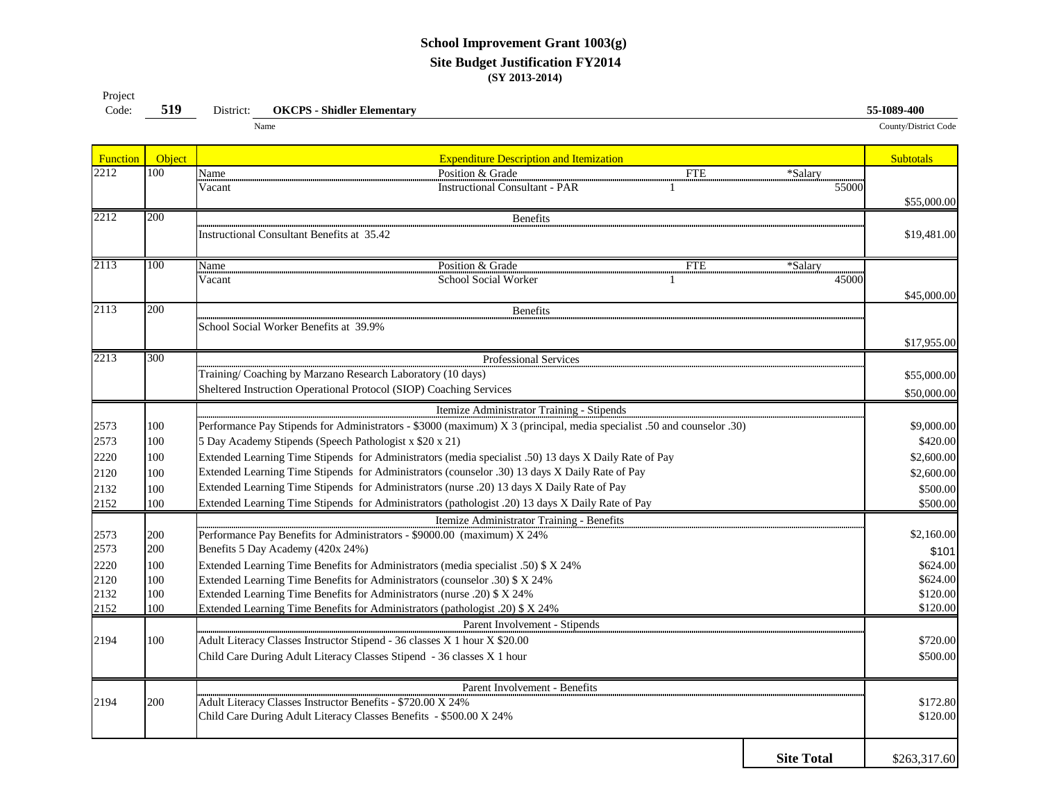# School Improvement Grant 1003(g)

## Site Budget Justification FY2014

### (SY 2013-2014)

Project Code: **519** District: **OKCPS - Shidler Elementary** (Name) **55-I089-400** (County/District Code)

| Function | Object | Expenditure Description and Itemization | Subtotals |
|---|---|---|---|
| 2212 | 100 | Name / Position & Grade / FTE / *Salary<br>Vacant / Instructional Consultant - PAR / 1 / 55000 | $55,000.00 |
| 2212 | 200 | Benefits<br>Instructional Consultant Benefits at 35.42 | $19,481.00 |
| 2113 | 100 | Name / Position & Grade / FTE / *Salary<br>Vacant / School Social Worker / 1 / 45000 | $45,000.00 |
| 2113 | 200 | Benefits<br>School Social Worker Benefits at 39.9% | $17,955.00 |
| 2213 | 300 | Professional Services | |
| | | Training/ Coaching by Marzano Research Laboratory (10 days) | $55,000.00 |
| | | Sheltered Instruction Operational Protocol (SIOP) Coaching Services | $50,000.00 |
| | | Itemize Administrator Training - Stipends | |
| 2573 | 100 | Performance Pay Stipends for Administrators - $3000 (maximum) X 3 (principal, media specialist .50 and counselor .30) | $9,000.00 |
| 2573 | 100 | 5 Day Academy Stipends (Speech Pathologist x $20 x 21) | $420.00 |
| 2220 | 100 | Extended Learning Time Stipends for Administrators (media specialist .50) 13 days X Daily Rate of Pay | $2,600.00 |
| 2120 | 100 | Extended Learning Time Stipends for Administrators (counselor .30) 13 days X Daily Rate of Pay | $2,600.00 |
| 2132 | 100 | Extended Learning Time Stipends for Administrators (nurse .20) 13 days X Daily Rate of Pay | $500.00 |
| 2152 | 100 | Extended Learning Time Stipends for Administrators (pathologist .20) 13 days X Daily Rate of Pay | $500.00 |
| | | Itemize Administrator Training - Benefits | |
| 2573 | 200 | Performance Pay Benefits for Administrators - $9000.00 (maximum) X 24% | $2,160.00 |
| 2573 | 200 | Benefits 5 Day Academy (420x 24%) | $101 |
| 2220 | 100 | Extended Learning Time Benefits for Administrators (media specialist .50) $ X 24% | $624.00 |
| 2120 | 100 | Extended Learning Time Benefits for Administrators (counselor .30) $ X 24% | $624.00 |
| 2132 | 100 | Extended Learning Time Benefits for Administrators (nurse .20) $ X 24% | $120.00 |
| 2152 | 100 | Extended Learning Time Benefits for Administrators (pathologist .20) $ X 24% | $120.00 |
| | | Parent Involvement - Stipends | |
| 2194 | 100 | Adult Literacy Classes Instructor Stipend - 36 classes X 1 hour X $20.00 | $720.00 |
| | | Child Care During Adult Literacy Classes Stipend - 36 classes X 1 hour | $500.00 |
| | | Parent Involvement - Benefits | |
| 2194 | 200 | Adult Literacy Classes Instructor Benefits - $720.00 X 24% | $172.80 |
| | | Child Care During Adult Literacy Classes Benefits - $500.00 X 24% | $120.00 |
| | | **Site Total** | $263,317.60 |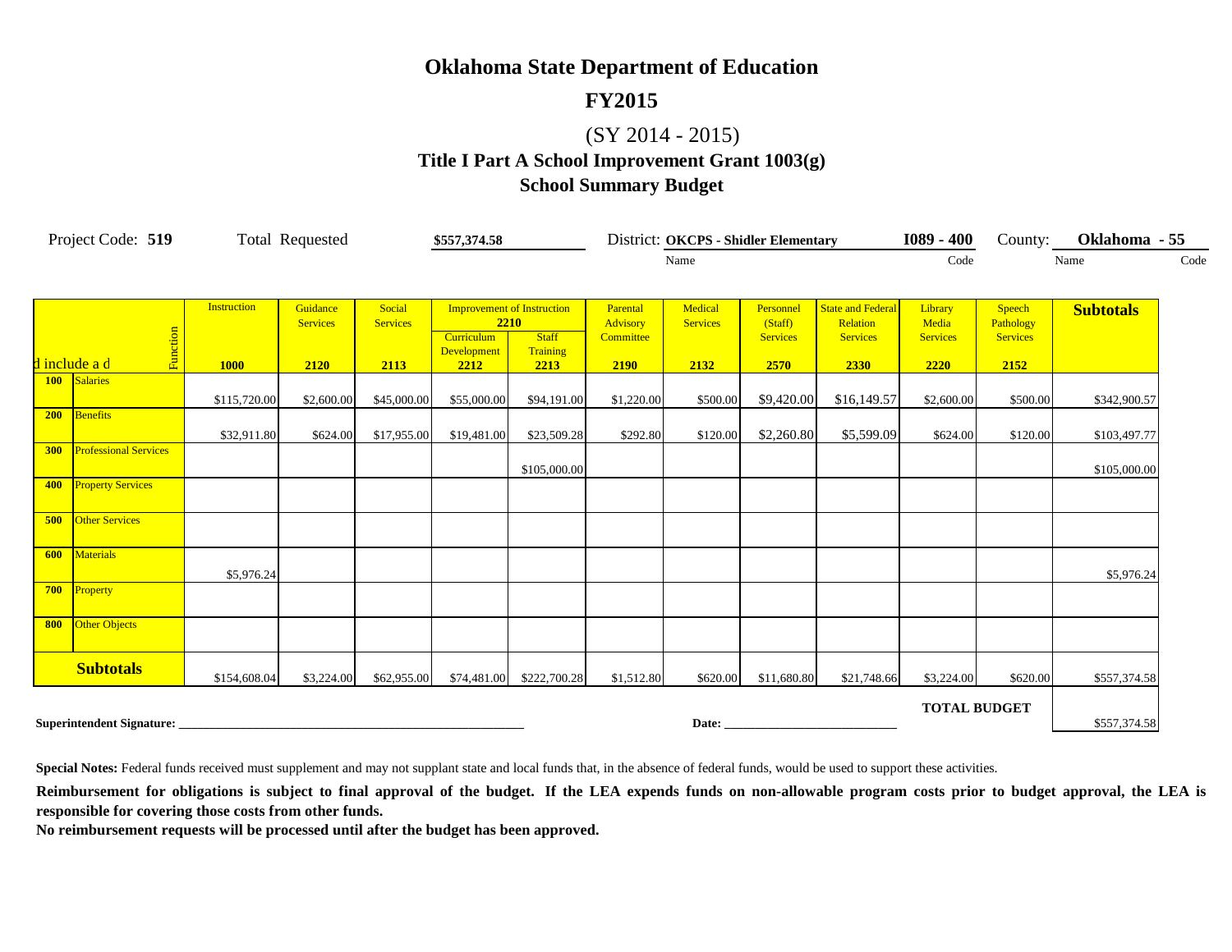# Oklahoma State Department of Education

## FY2015

## (SY 2014 - 2015)

### Title I Part A School Improvement Grant 1003(g)

### School Summary Budget

Project Code: **519** Total Requested **$557,374.58** District: **OKCPS - Shidler Elementary** (Name) **I089 - 400** (Code) County: **Oklahoma - 55** (Name / Code)

| d include a d | Function | Instruction 1000 | Guidance Services 2120 | Social Services 2113 | Improvement of Instruction 2210 — Curriculum Development 2212 | Improvement of Instruction 2210 — Staff Training 2213 | Parental Advisory Committee 2190 | Medical Services 2132 | Personnel (Staff) Services 2570 | State and Federal Relation Services 2330 | Library Media Services 2220 | Speech Pathology Services 2152 | Subtotals |
|---|---|---|---|---|---|---|---|---|---|---|---|---|---|
| 100 | Salaries | $115,720.00 | $2,600.00 | $45,000.00 | $55,000.00 | $94,191.00 | $1,220.00 | $500.00 | $9,420.00 | $16,149.57 | $2,600.00 | $500.00 | $342,900.57 |
| 200 | Benefits | $32,911.80 | $624.00 | $17,955.00 | $19,481.00 | $23,509.28 | $292.80 | $120.00 | $2,260.80 | $5,599.09 | $624.00 | $120.00 | $103,497.77 |
| 300 | Professional Services | | | | | $105,000.00 | | | | | | | $105,000.00 |
| 400 | Property Services | | | | | | | | | | | | |
| 500 | Other Services | | | | | | | | | | | | |
| 600 | Materials | $5,976.24 | | | | | | | | | | | $5,976.24 |
| 700 | Property | | | | | | | | | | | | |
| 800 | Other Objects | | | | | | | | | | | | |
| **Subtotals** | | $154,608.04 | $3,224.00 | $62,955.00 | $74,481.00 | $222,700.28 | $1,512.80 | $620.00 | $11,680.80 | $21,748.66 | $3,224.00 | $620.00 | $557,374.58 |

**TOTAL BUDGET** $557,374.58

**Superintendent Signature:** ______________________________ **Date:** ______________________

**Special Notes:** Federal funds received must supplement and may not supplant state and local funds that, in the absence of federal funds, would be used to support these activities.

**Reimbursement for obligations is subject to final approval of the budget. If the LEA expends funds on non-allowable program costs prior to budget approval, the LEA is responsible for covering those costs from other funds.**

**No reimbursement requests will be processed until after the budget has been approved.**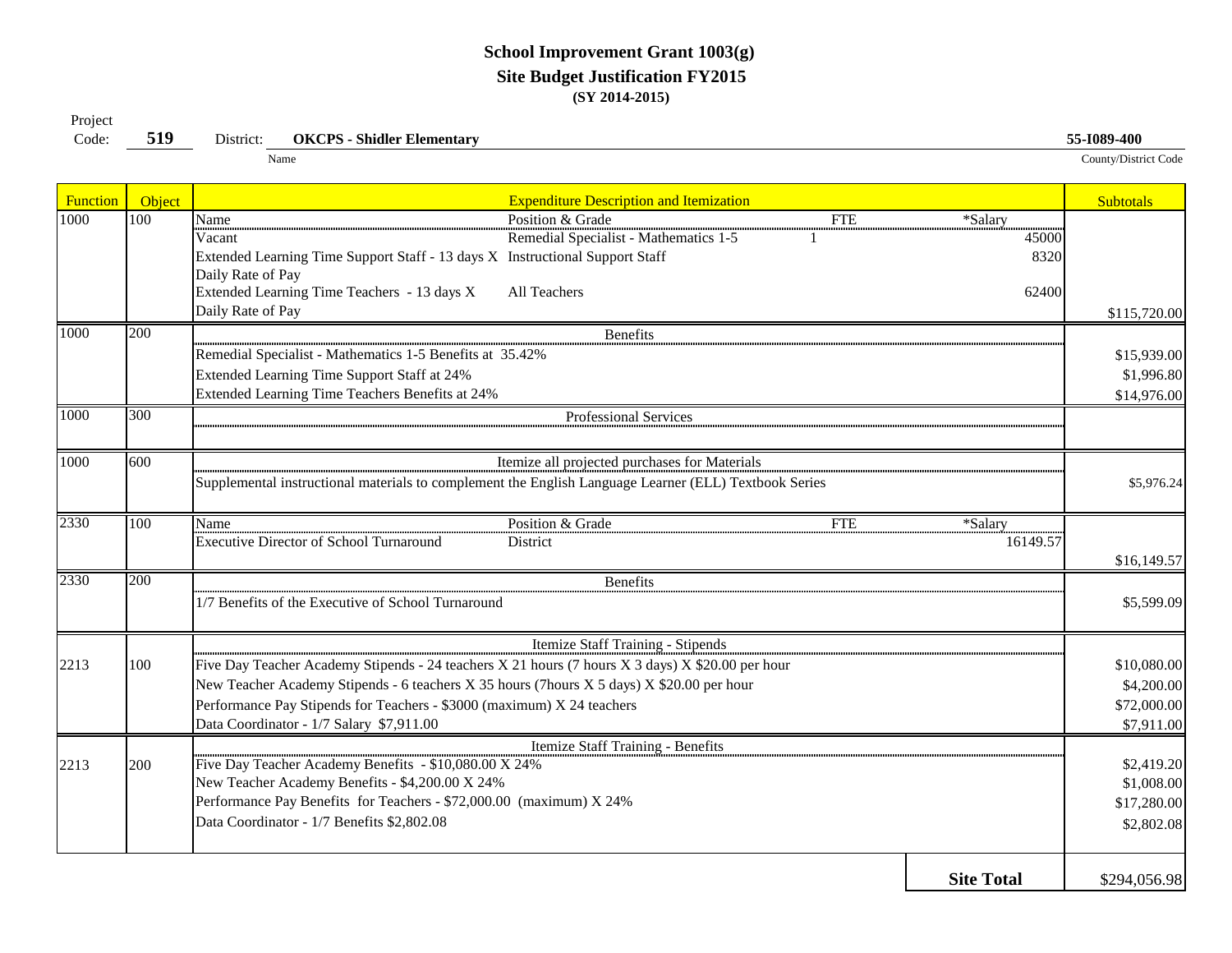# School Improvement Grant 1003(g)

## Site Budget Justification FY2015

**(SY 2014-2015)**

Project Code: **519** District: **OKCPS - Shidler Elementary** (Name) **55-I089-400** (County/District Code)

| Function | Object | Expenditure Description and Itemization | | | | Subtotals |
|---|---|---|---|---|---|---|
| 1000 | 100 | Name | Position & Grade | FTE | *Salary | |
| | | Vacant | Remedial Specialist - Mathematics 1-5 | 1 | 45000 | |
| | | Extended Learning Time Support Staff - 13 days X Daily Rate of Pay | Instructional Support Staff | | 8320 | |
| | | Extended Learning Time Teachers - 13 days X Daily Rate of Pay | All Teachers | | 62400 | $115,720.00 |
| 1000 | 200 | Benefits | | | | |
| | | Remedial Specialist - Mathematics 1-5 Benefits at 35.42% | | | | $15,939.00 |
| | | Extended Learning Time Support Staff at 24% | | | | $1,996.80 |
| | | Extended Learning Time Teachers Benefits at 24% | | | | $14,976.00 |
| 1000 | 300 | Professional Services | | | | |
| 1000 | 600 | Itemize all projected purchases for Materials | | | | |
| | | Supplemental instructional materials to complement the English Language Learner (ELL) Textbook Series | | | | $5,976.24 |
| 2330 | 100 | Name | Position & Grade | FTE | *Salary | |
| | | Executive Director of School Turnaround | District | | 16149.57 | $16,149.57 |
| 2330 | 200 | Benefits | | | | |
| | | 1/7 Benefits of the Executive of School Turnaround | | | | $5,599.09 |
| | | Itemize Staff Training - Stipends | | | | |
| 2213 | 100 | Five Day Teacher Academy Stipends - 24 teachers X 21 hours (7 hours X 3 days) X $20.00 per hour | | | | $10,080.00 |
| | | New Teacher Academy Stipends - 6 teachers X 35 hours (7hours X 5 days) X $20.00 per hour | | | | $4,200.00 |
| | | Performance Pay Stipends for Teachers - $3000 (maximum) X 24 teachers | | | | $72,000.00 |
| | | Data Coordinator - 1/7 Salary $7,911.00 | | | | $7,911.00 |
| | | Itemize Staff Training - Benefits | | | | |
| 2213 | 200 | Five Day Teacher Academy Benefits - $10,080.00 X 24% | | | | $2,419.20 |
| | | New Teacher Academy Benefits - $4,200.00 X 24% | | | | $1,008.00 |
| | | Performance Pay Benefits for Teachers - $72,000.00 (maximum) X 24% | | | | $17,280.00 |
| | | Data Coordinator - 1/7 Benefits $2,802.08 | | | | $2,802.08 |
| | | | | | **Site Total** | $294,056.98 |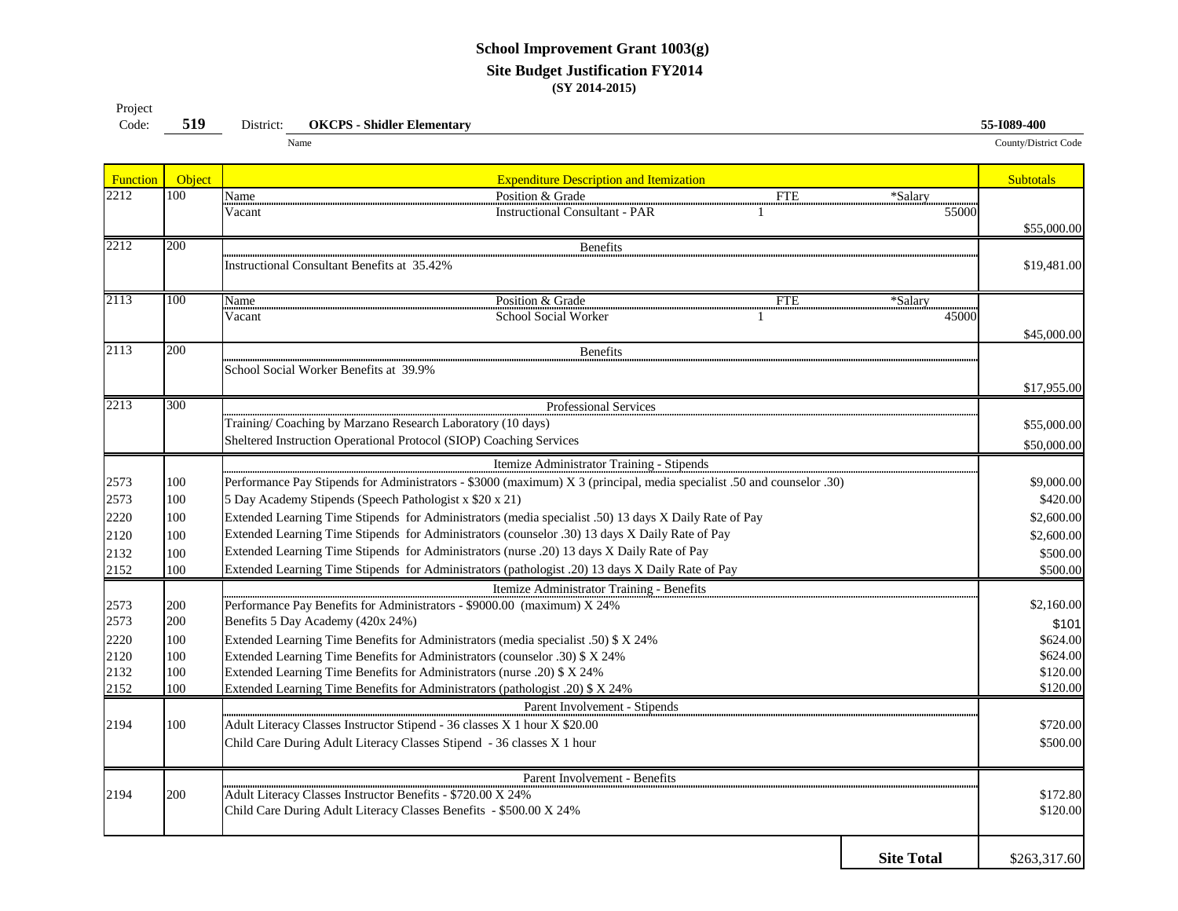**School Improvement Grant 1003(g)**

**Site Budget Justification FY2014**

**(SY 2014-2015)**

Project Code: **519** District: **OKCPS - Shidler Elementary** (Name) **55-I089-400** (County/District Code)

| Function | Object | Expenditure Description and Itemization | Subtotals |
|---|---|---|---|
| 2212 | 100 | Name / Position & Grade / FTE / *Salary<br>Vacant / Instructional Consultant - PAR / 1 / 55000 | $55,000.00 |
| 2212 | 200 | Benefits<br>Instructional Consultant Benefits at 35.42% | $19,481.00 |
| 2113 | 100 | Name / Position & Grade / FTE / *Salary<br>Vacant / School Social Worker / 1 / 45000 | $45,000.00 |
| 2113 | 200 | Benefits<br>School Social Worker Benefits at 39.9% | $17,955.00 |
| 2213 | 300 | Professional Services | |
| | | Training/ Coaching by Marzano Research Laboratory (10 days) | $55,000.00 |
| | | Sheltered Instruction Operational Protocol (SIOP) Coaching Services | $50,000.00 |
| | | Itemize Administrator Training - Stipends | |
| 2573 | 100 | Performance Pay Stipends for Administrators - $3000 (maximum) X 3 (principal, media specialist .50 and counselor .30) | $9,000.00 |
| 2573 | 100 | 5 Day Academy Stipends (Speech Pathologist x $20 x 21) | $420.00 |
| 2220 | 100 | Extended Learning Time Stipends for Administrators (media specialist .50) 13 days X Daily Rate of Pay | $2,600.00 |
| 2120 | 100 | Extended Learning Time Stipends for Administrators (counselor .30) 13 days X Daily Rate of Pay | $2,600.00 |
| 2132 | 100 | Extended Learning Time Stipends for Administrators (nurse .20) 13 days X Daily Rate of Pay | $500.00 |
| 2152 | 100 | Extended Learning Time Stipends for Administrators (pathologist .20) 13 days X Daily Rate of Pay | $500.00 |
| | | Itemize Administrator Training - Benefits | |
| 2573 | 200 | Performance Pay Benefits for Administrators - $9000.00 (maximum) X 24% | $2,160.00 |
| 2573 | 200 | Benefits 5 Day Academy (420x 24%) | $101 |
| 2220 | 100 | Extended Learning Time Benefits for Administrators (media specialist .50) $ X 24% | $624.00 |
| 2120 | 100 | Extended Learning Time Benefits for Administrators (counselor .30) $ X 24% | $624.00 |
| 2132 | 100 | Extended Learning Time Benefits for Administrators (nurse .20) $ X 24% | $120.00 |
| 2152 | 100 | Extended Learning Time Benefits for Administrators (pathologist .20) $ X 24% | $120.00 |
| | | Parent Involvement - Stipends | |
| 2194 | 100 | Adult Literacy Classes Instructor Stipend - 36 classes X 1 hour X $20.00 | $720.00 |
| | | Child Care During Adult Literacy Classes Stipend - 36 classes X 1 hour | $500.00 |
| | | Parent Involvement - Benefits | |
| 2194 | 200 | Adult Literacy Classes Instructor Benefits - $720.00 X 24% | $172.80 |
| | | Child Care During Adult Literacy Classes Benefits - $500.00 X 24% | $120.00 |
| | | **Site Total** | $263,317.60 |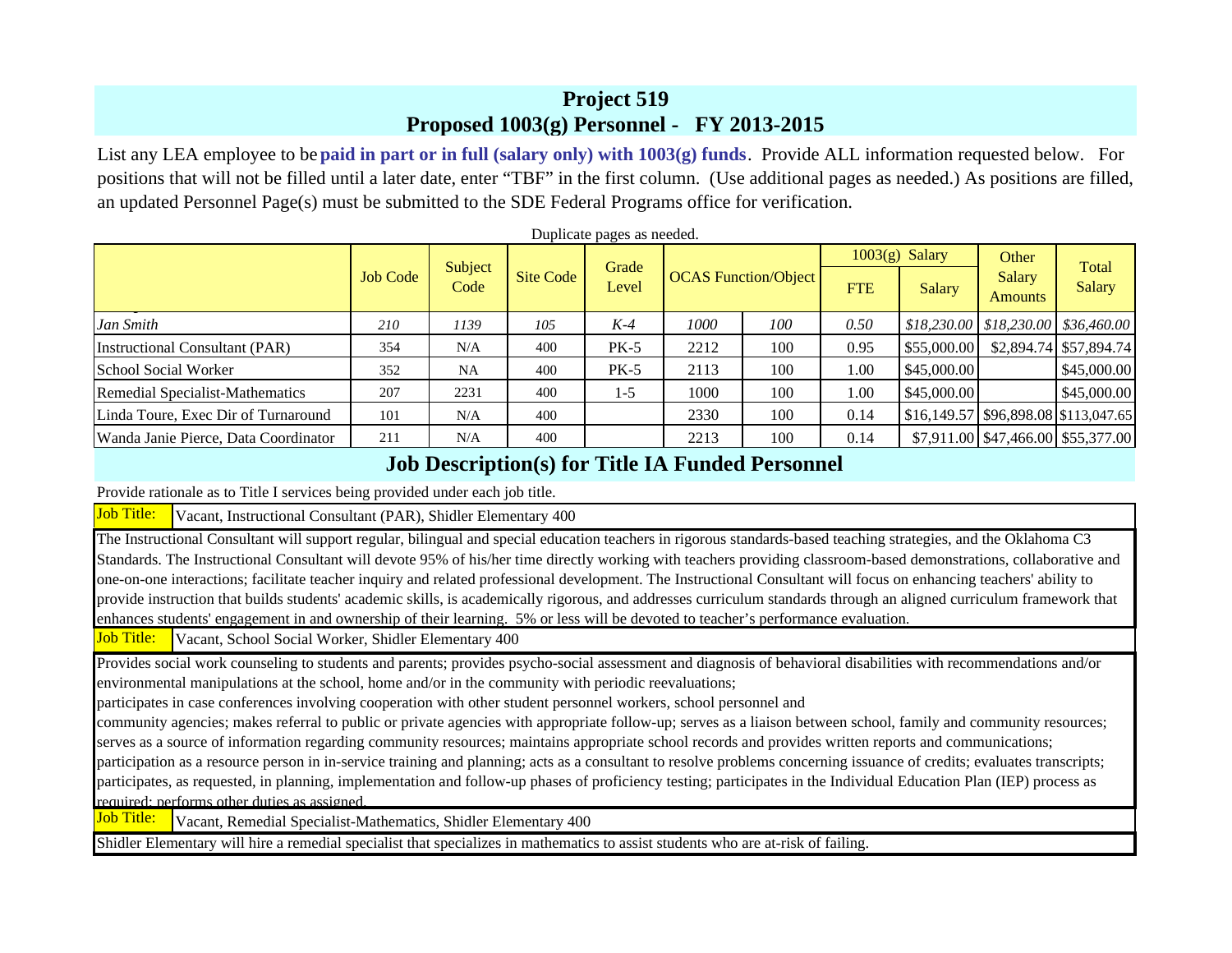# Project 519
## Proposed 1003(g) Personnel - FY 2013-2015

List any LEA employee to be **paid in part or in full (salary only) with 1003(g) funds**. Provide ALL information requested below. For positions that will not be filled until a later date, enter "TBF" in the first column. (Use additional pages as needed.) As positions are filled, an updated Personnel Page(s) must be submitted to the SDE Federal Programs office for verification.

Duplicate pages as needed.

| | Job Code | Subject Code | Site Code | Grade Level | OCAS Function/Object | | 1003(g) Salary | | Other Salary Amounts | Total Salary |
|---|---|---|---|---|---|---|---|---|---|---|
| | | | | | | | FTE | Salary | | |
| *Jan Smith* | *210* | *1139* | *105* | *K-4* | *1000* | *100* | *0.50* | *$18,230.00* | *$18,230.00* | *$36,460.00* |
| Instructional Consultant (PAR) | 354 | N/A | 400 | PK-5 | 2212 | 100 | 0.95 | $55,000.00 | $2,894.74 | $57,894.74 |
| School Social Worker | 352 | NA | 400 | PK-5 | 2113 | 100 | 1.00 | $45,000.00 | | $45,000.00 |
| Remedial Specialist-Mathematics | 207 | 2231 | 400 | 1-5 | 1000 | 100 | 1.00 | $45,000.00 | | $45,000.00 |
| Linda Toure, Exec Dir of Turnaround | 101 | N/A | 400 | | 2330 | 100 | 0.14 | $16,149.57 | $96,898.08 | $113,047.65 |
| Wanda Janie Pierce, Data Coordinator | 211 | N/A | 400 | | 2213 | 100 | 0.14 | $7,911.00 | $47,466.00 | $55,377.00 |

## Job Description(s) for Title IA Funded Personnel

Provide rationale as to Title I services being provided under each job title.

**Job Title:** Vacant, Instructional Consultant (PAR), Shidler Elementary 400

The Instructional Consultant will support regular, bilingual and special education teachers in rigorous standards-based teaching strategies, and the Oklahoma C3 Standards. The Instructional Consultant will devote 95% of his/her time directly working with teachers providing classroom-based demonstrations, collaborative and one-on-one interactions; facilitate teacher inquiry and related professional development. The Instructional Consultant will focus on enhancing teachers' ability to provide instruction that builds students' academic skills, is academically rigorous, and addresses curriculum standards through an aligned curriculum framework that enhances students' engagement in and ownership of their learning. 5% or less will be devoted to teacher's performance evaluation.

**Job Title:** Vacant, School Social Worker, Shidler Elementary 400

Provides social work counseling to students and parents; provides psycho-social assessment and diagnosis of behavioral disabilities with recommendations and/or environmental manipulations at the school, home and/or in the community with periodic reevaluations;
participates in case conferences involving cooperation with other student personnel workers, school personnel and
community agencies; makes referral to public or private agencies with appropriate follow-up; serves as a liaison between school, family and community resources;
serves as a source of information regarding community resources; maintains appropriate school records and provides written reports and communications;
participation as a resource person in in-service training and planning; acts as a consultant to resolve problems concerning issuance of credits; evaluates transcripts;
participates, as requested, in planning, implementation and follow-up phases of proficiency testing; participates in the Individual Education Plan (IEP) process as required; performs other duties as assigned.

**Job Title:** Vacant, Remedial Specialist-Mathematics, Shidler Elementary 400

Shidler Elementary will hire a remedial specialist that specializes in mathematics to assist students who are at-risk of failing.